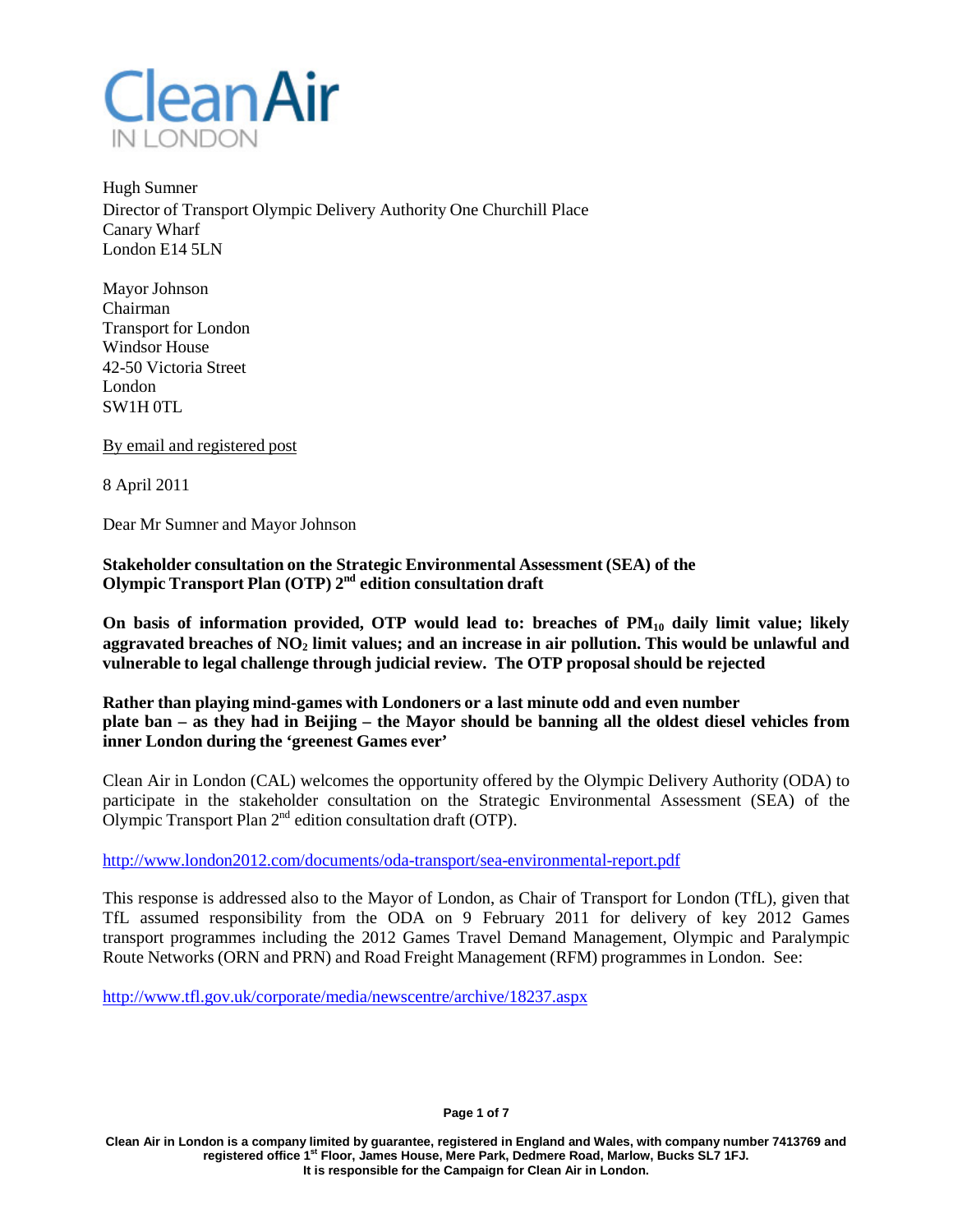Clean Air IN LONDON

Hugh Sumner
Director of Transport Olympic Delivery Authority One Churchill Place
Canary Wharf
London E14 5LN

Mayor Johnson
Chairman
Transport for London
Windsor House
42-50 Victoria Street
London
SW1H 0TL

By email and registered post

8 April 2011

Dear Mr Sumner and Mayor Johnson

**Stakeholder consultation on the Strategic Environmental Assessment (SEA) of the Olympic Transport Plan (OTP) 2nd edition consultation draft**

**On basis of information provided, OTP would lead to: breaches of $PM_{10}$ daily limit value; likely aggravated breaches of $NO_2$ limit values; and an increase in air pollution. This would be unlawful and vulnerable to legal challenge through judicial review. The OTP proposal should be rejected**

**Rather than playing mind-games with Londoners or a last minute odd and even number plate ban – as they had in Beijing – the Mayor should be banning all the oldest diesel vehicles from inner London during the 'greenest Games ever'**

Clean Air in London (CAL) welcomes the opportunity offered by the Olympic Delivery Authority (ODA) to participate in the stakeholder consultation on the Strategic Environmental Assessment (SEA) of the Olympic Transport Plan 2nd edition consultation draft (OTP).

http://www.london2012.com/documents/oda-transport/sea-environmental-report.pdf

This response is addressed also to the Mayor of London, as Chair of Transport for London (TfL), given that TfL assumed responsibility from the ODA on 9 February 2011 for delivery of key 2012 Games transport programmes including the 2012 Games Travel Demand Management, Olympic and Paralympic Route Networks (ORN and PRN) and Road Freight Management (RFM) programmes in London. See:

http://www.tfl.gov.uk/corporate/media/newscentre/archive/18237.aspx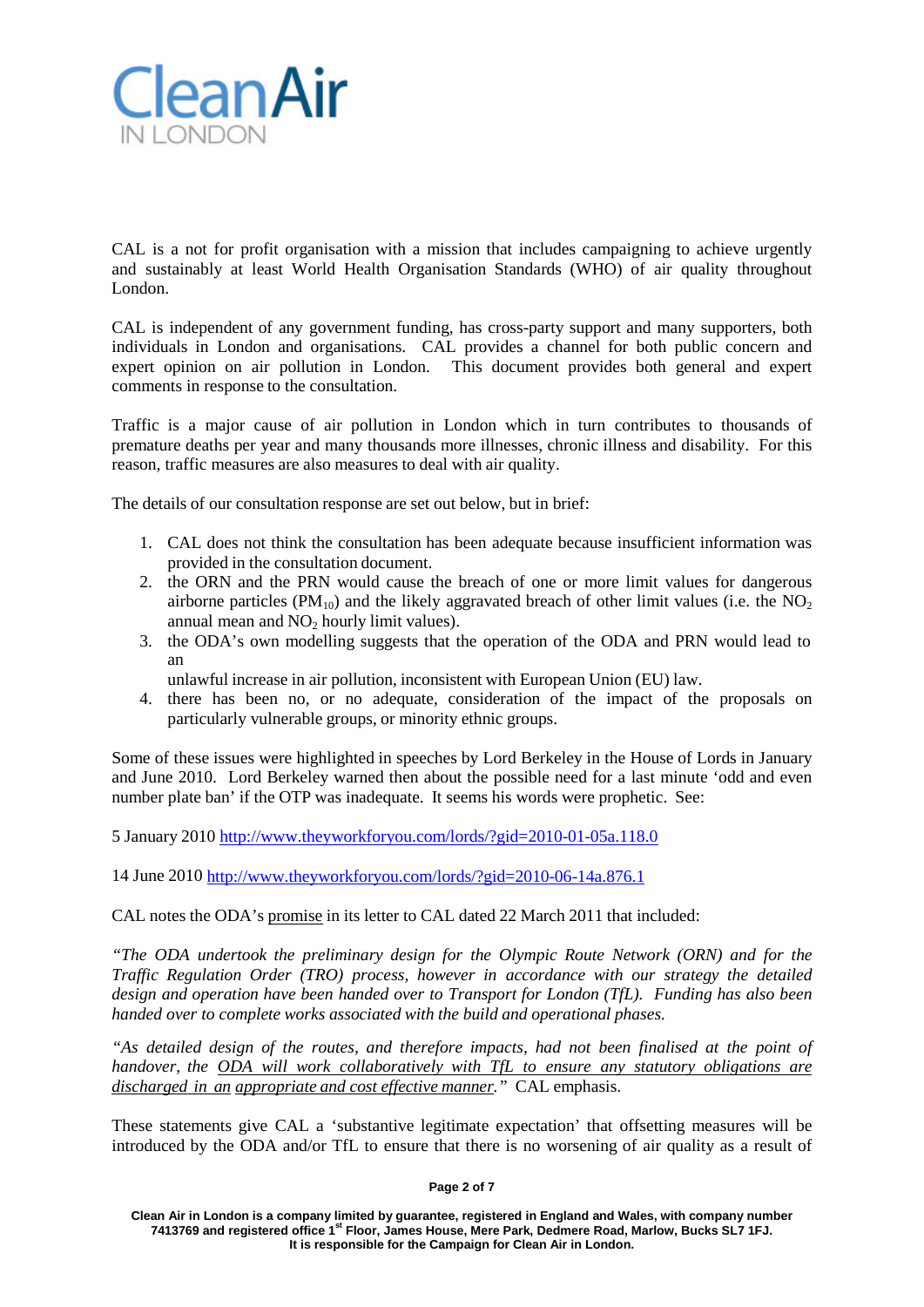CAL is a not for profit organisation with a mission that includes campaigning to achieve urgently and sustainably at least World Health Organisation Standards (WHO) of air quality throughout London.

CAL is independent of any government funding, has cross-party support and many supporters, both individuals in London and organisations. CAL provides a channel for both public concern and expert opinion on air pollution in London. This document provides both general and expert comments in response to the consultation.

Traffic is a major cause of air pollution in London which in turn contributes to thousands of premature deaths per year and many thousands more illnesses, chronic illness and disability. For this reason, traffic measures are also measures to deal with air quality.

The details of our consultation response are set out below, but in brief:

1. CAL does not think the consultation has been adequate because insufficient information was provided in the consultation document.
2. the ORN and the PRN would cause the breach of one or more limit values for dangerous airborne particles ($PM_{10}$) and the likely aggravated breach of other limit values (i.e. the $NO_2$ annual mean and $NO_2$ hourly limit values).
3. the ODA's own modelling suggests that the operation of the ODA and PRN would lead to an
   unlawful increase in air pollution, inconsistent with European Union (EU) law.
4. there has been no, or no adequate, consideration of the impact of the proposals on particularly vulnerable groups, or minority ethnic groups.

Some of these issues were highlighted in speeches by Lord Berkeley in the House of Lords in January and June 2010. Lord Berkeley warned then about the possible need for a last minute 'odd and even number plate ban' if the OTP was inadequate. It seems his words were prophetic. See:

5 January 2010 http://www.theyworkforyou.com/lords/?gid=2010-01-05a.118.0

14 June 2010 http://www.theyworkforyou.com/lords/?gid=2010-06-14a.876.1

CAL notes the ODA's promise in its letter to CAL dated 22 March 2011 that included:

*"The ODA undertook the preliminary design for the Olympic Route Network (ORN) and for the Traffic Regulation Order (TRO) process, however in accordance with our strategy the detailed design and operation have been handed over to Transport for London (TfL). Funding has also been handed over to complete works associated with the build and operational phases.*

*"As detailed design of the routes, and therefore impacts, had not been finalised at the point of handover, the ODA will work collaboratively with TfL to ensure any statutory obligations are discharged in an appropriate and cost effective manner."* CAL emphasis.

These statements give CAL a 'substantive legitimate expectation' that offsetting measures will be introduced by the ODA and/or TfL to ensure that there is no worsening of air quality as a result of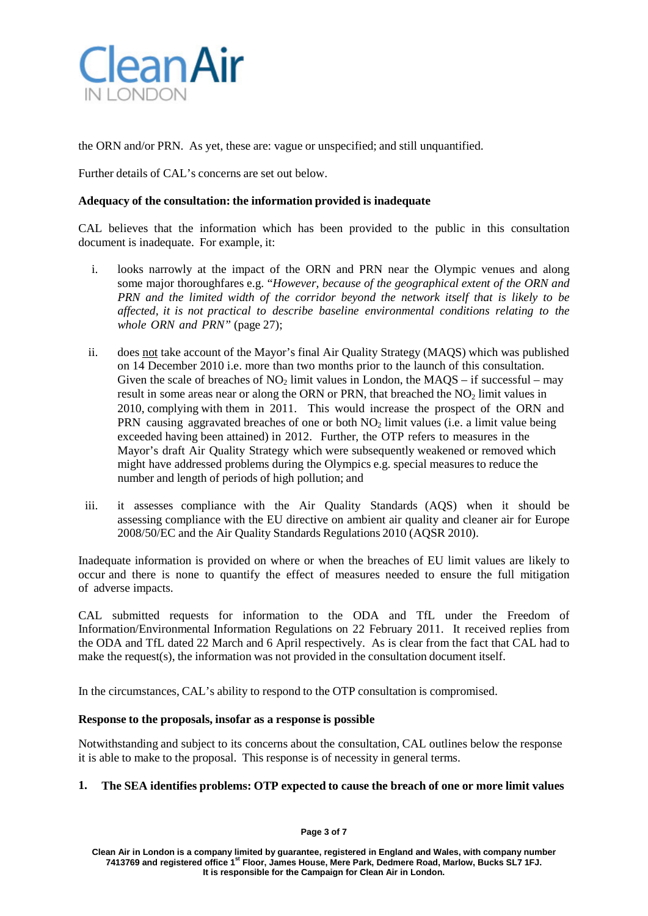the ORN and/or PRN. As yet, these are: vague or unspecified; and still unquantified.

Further details of CAL's concerns are set out below.

**Adequacy of the consultation: the information provided is inadequate**

CAL believes that the information which has been provided to the public in this consultation document is inadequate. For example, it:

i. looks narrowly at the impact of the ORN and PRN near the Olympic venues and along some major thoroughfares e.g. "*However, because of the geographical extent of the ORN and PRN and the limited width of the corridor beyond the network itself that is likely to be affected, it is not practical to describe baseline environmental conditions relating to the whole ORN and PRN*" (page 27);

ii. does not take account of the Mayor's final Air Quality Strategy (MAQS) which was published on 14 December 2010 i.e. more than two months prior to the launch of this consultation. Given the scale of breaches of $NO_2$ limit values in London, the MAQS – if successful – may result in some areas near or along the ORN or PRN, that breached the $NO_2$ limit values in 2010, complying with them in 2011. This would increase the prospect of the ORN and PRN causing aggravated breaches of one or both $NO_2$ limit values (i.e. a limit value being exceeded having been attained) in 2012. Further, the OTP refers to measures in the Mayor's draft Air Quality Strategy which were subsequently weakened or removed which might have addressed problems during the Olympics e.g. special measures to reduce the number and length of periods of high pollution; and

iii. it assesses compliance with the Air Quality Standards (AQS) when it should be assessing compliance with the EU directive on ambient air quality and cleaner air for Europe 2008/50/EC and the Air Quality Standards Regulations 2010 (AQSR 2010).

Inadequate information is provided on where or when the breaches of EU limit values are likely to occur and there is none to quantify the effect of measures needed to ensure the full mitigation of adverse impacts.

CAL submitted requests for information to the ODA and TfL under the Freedom of Information/Environmental Information Regulations on 22 February 2011. It received replies from the ODA and TfL dated 22 March and 6 April respectively. As is clear from the fact that CAL had to make the request(s), the information was not provided in the consultation document itself.

In the circumstances, CAL's ability to respond to the OTP consultation is compromised.

**Response to the proposals, insofar as a response is possible**

Notwithstanding and subject to its concerns about the consultation, CAL outlines below the response it is able to make to the proposal. This response is of necessity in general terms.

**1. The SEA identifies problems: OTP expected to cause the breach of one or more limit values**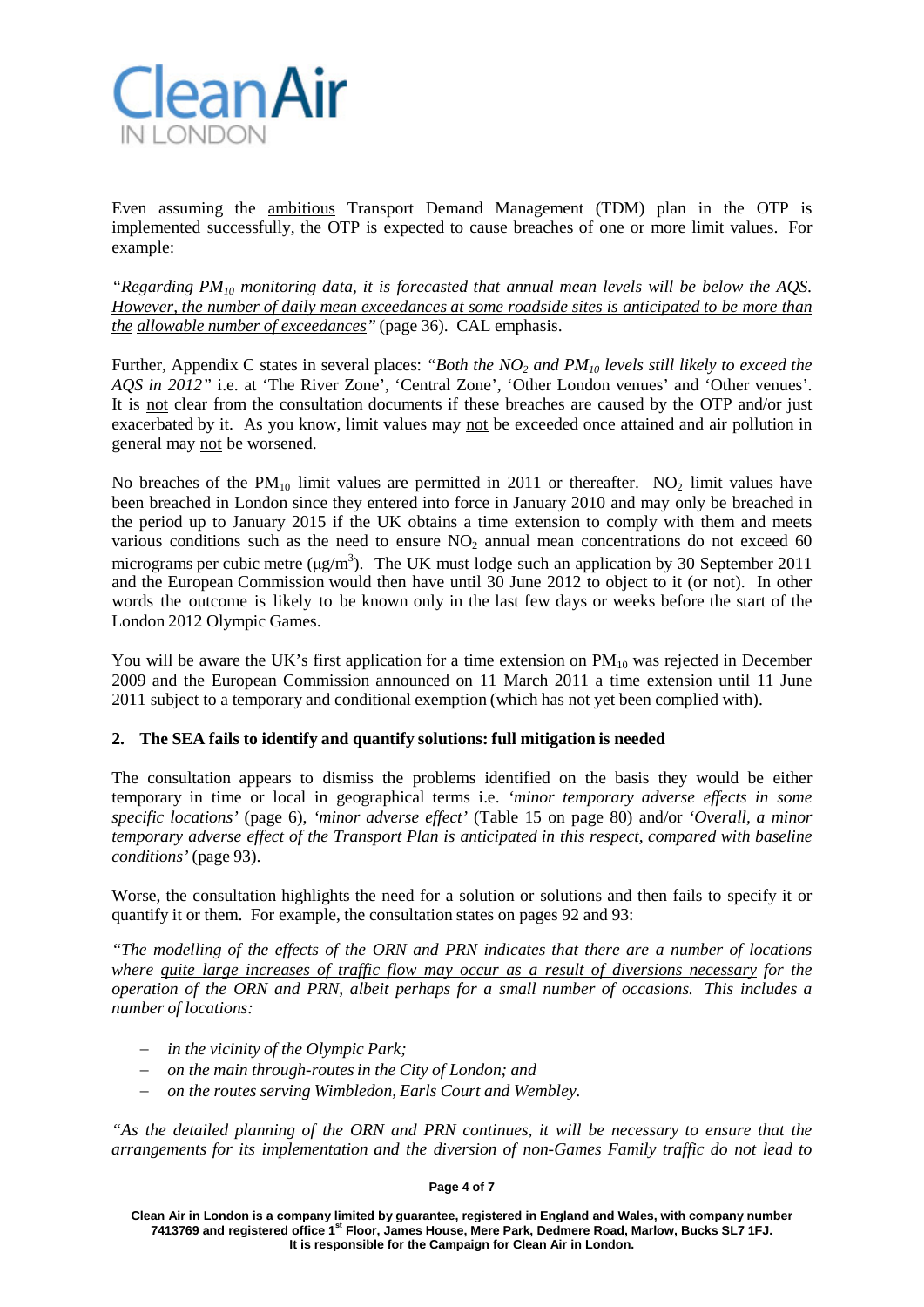Even assuming the <u>ambitious</u> Transport Demand Management (TDM) plan in the OTP is implemented successfully, the OTP is expected to cause breaches of one or more limit values. For example:

*"Regarding $PM_{10}$ monitoring data, it is forecasted that annual mean levels will be below the AQS. <u>However, the number of daily mean exceedances at some roadside sites is anticipated to be more than the</u> <u>allowable number of exceedances</u>"* (page 36). CAL emphasis.

Further, Appendix C states in several places: *"Both the $NO_2$ and $PM_{10}$ levels still likely to exceed the AQS in 2012"* i.e. at 'The River Zone', 'Central Zone', 'Other London venues' and 'Other venues'. It is <u>not</u> clear from the consultation documents if these breaches are caused by the OTP and/or just exacerbated by it. As you know, limit values may <u>not</u> be exceeded once attained and air pollution in general may <u>not</u> be worsened.

No breaches of the $PM_{10}$ limit values are permitted in 2011 or thereafter. $NO_2$ limit values have been breached in London since they entered into force in January 2010 and may only be breached in the period up to January 2015 if the UK obtains a time extension to comply with them and meets various conditions such as the need to ensure $NO_2$ annual mean concentrations do not exceed 60 micrograms per cubic metre ($\mu g/m^3$). The UK must lodge such an application by 30 September 2011 and the European Commission would then have until 30 June 2012 to object to it (or not). In other words the outcome is likely to be known only in the last few days or weeks before the start of the London 2012 Olympic Games.

You will be aware the UK's first application for a time extension on $PM_{10}$ was rejected in December 2009 and the European Commission announced on 11 March 2011 a time extension until 11 June 2011 subject to a temporary and conditional exemption (which has not yet been complied with).

## 2. The SEA fails to identify and quantify solutions: full mitigation is needed

The consultation appears to dismiss the problems identified on the basis they would be either temporary in time or local in geographical terms i.e. *'minor temporary adverse effects in some specific locations'* (page 6), *'minor adverse effect'* (Table 15 on page 80) and/or *'Overall, a minor temporary adverse effect of the Transport Plan is anticipated in this respect, compared with baseline conditions'* (page 93).

Worse, the consultation highlights the need for a solution or solutions and then fails to specify it or quantify it or them. For example, the consultation states on pages 92 and 93:

*"The modelling of the effects of the ORN and PRN indicates that there are a number of locations where <u>quite large increases of traffic flow may occur as a result of diversions necessary</u> for the operation of the ORN and PRN, albeit perhaps for a small number of occasions. This includes a number of locations:*

- *in the vicinity of the Olympic Park;*
- *on the main through-routes in the City of London; and*
- *on the routes serving Wimbledon, Earls Court and Wembley.*

*"As the detailed planning of the ORN and PRN continues, it will be necessary to ensure that the arrangements for its implementation and the diversion of non-Games Family traffic do not lead to*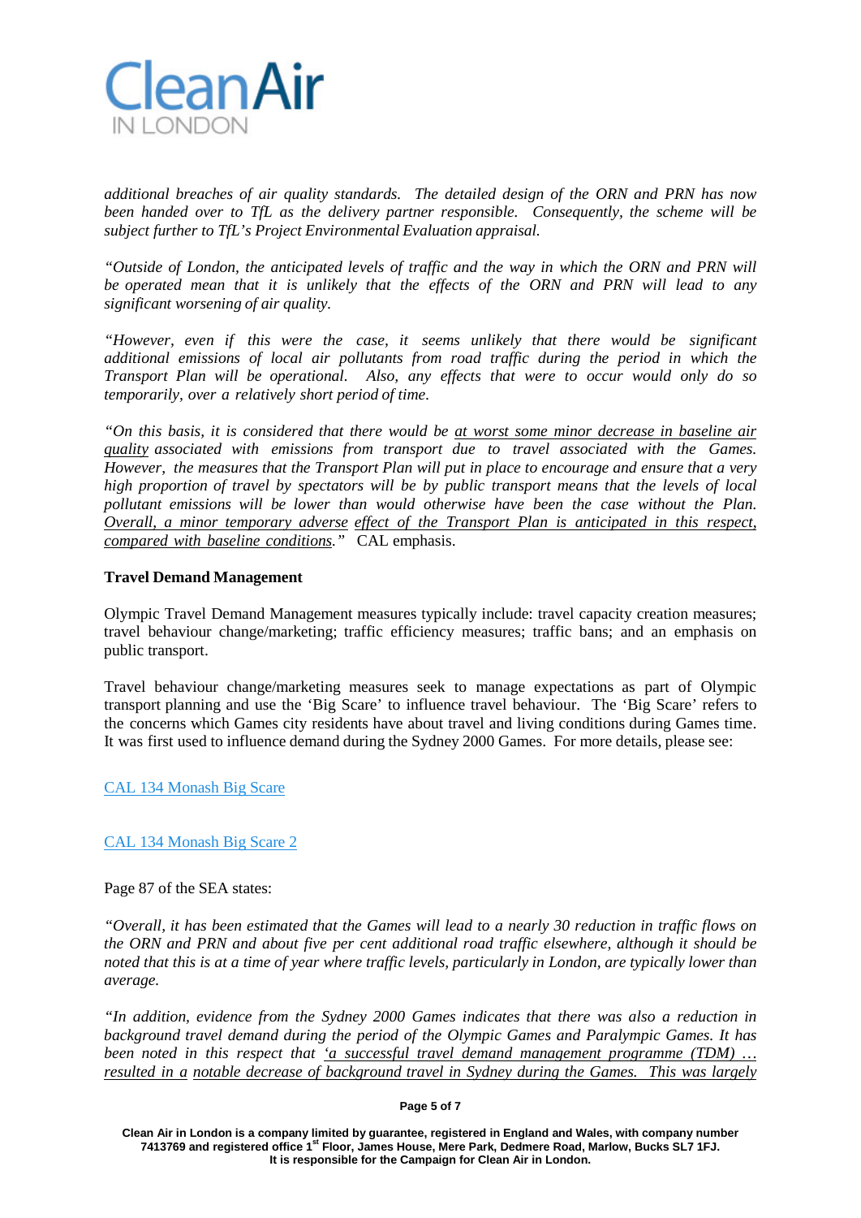*additional breaches of air quality standards. The detailed design of the ORN and PRN has now been handed over to TfL as the delivery partner responsible. Consequently, the scheme will be subject further to TfL's Project Environmental Evaluation appraisal.*

*"Outside of London, the anticipated levels of traffic and the way in which the ORN and PRN will be operated mean that it is unlikely that the effects of the ORN and PRN will lead to any significant worsening of air quality.*

*"However, even if this were the case, it seems unlikely that there would be significant additional emissions of local air pollutants from road traffic during the period in which the Transport Plan will be operational. Also, any effects that were to occur would only do so temporarily, over a relatively short period of time.*

*"On this basis, it is considered that there would be <u>at worst some minor decrease in baseline air quality</u> associated with emissions from transport due to travel associated with the Games. However, the measures that the Transport Plan will put in place to encourage and ensure that a very high proportion of travel by spectators will be by public transport means that the levels of local pollutant emissions will be lower than would otherwise have been the case without the Plan. <u>Overall, a minor temporary adverse</u> <u>effect of the Transport Plan is anticipated in this respect, compared with baseline conditions</u>."* CAL emphasis.

**Travel Demand Management**

Olympic Travel Demand Management measures typically include: travel capacity creation measures; travel behaviour change/marketing; traffic efficiency measures; traffic bans; and an emphasis on public transport.

Travel behaviour change/marketing measures seek to manage expectations as part of Olympic transport planning and use the 'Big Scare' to influence travel behaviour. The 'Big Scare' refers to the concerns which Games city residents have about travel and living conditions during Games time. It was first used to influence demand during the Sydney 2000 Games. For more details, please see:

CAL 134 Monash Big Scare

CAL 134 Monash Big Scare 2

Page 87 of the SEA states:

*"Overall, it has been estimated that the Games will lead to a nearly 30 reduction in traffic flows on the ORN and PRN and about five per cent additional road traffic elsewhere, although it should be noted that this is at a time of year where traffic levels, particularly in London, are typically lower than average.*

*"In addition, evidence from the Sydney 2000 Games indicates that there was also a reduction in background travel demand during the period of the Olympic Games and Paralympic Games. It has been noted in this respect that <u>'a successful travel demand management programme (TDM) … resulted in a</u> <u>notable decrease of background travel in Sydney during the Games. This was largely</u>*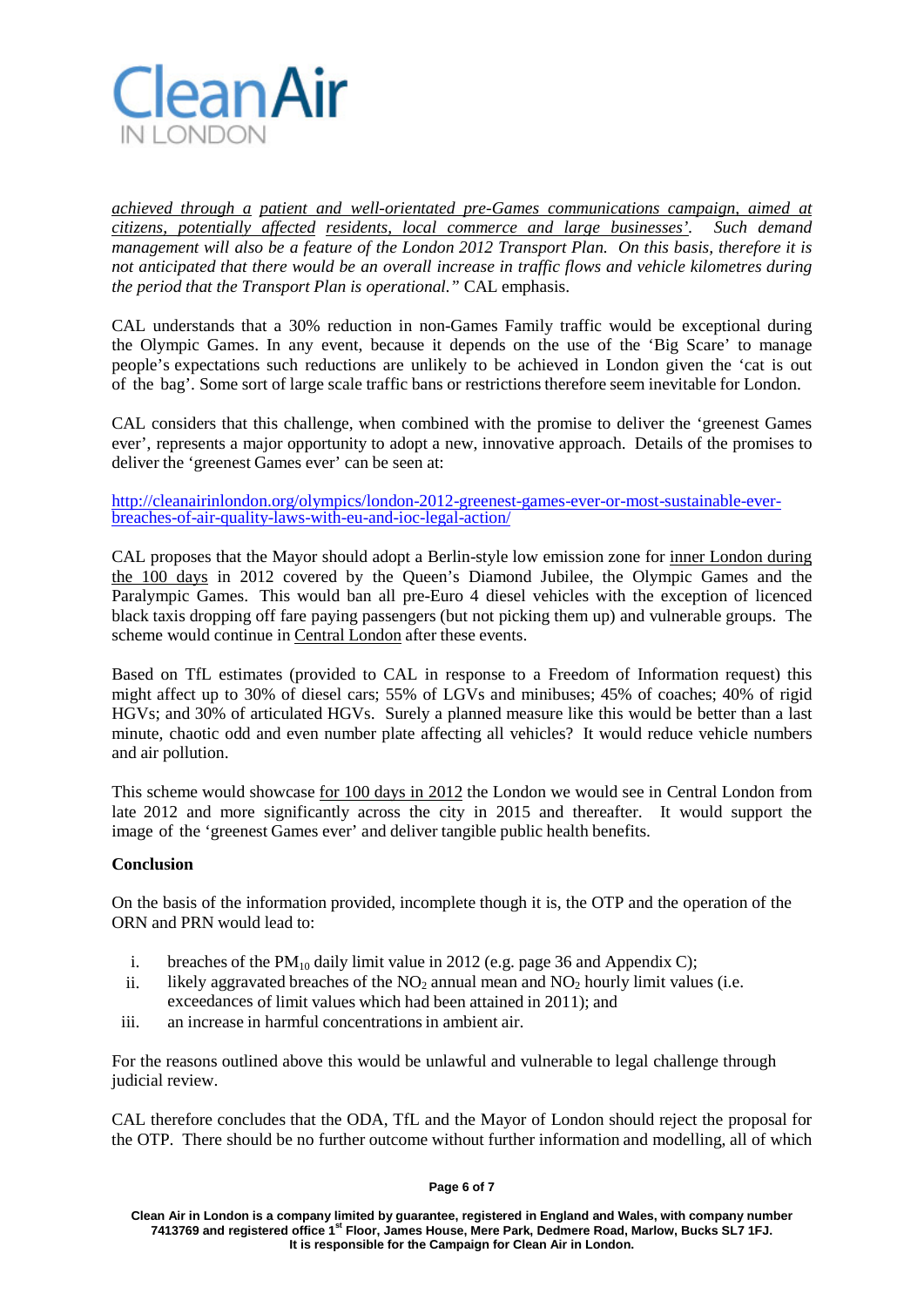*achieved through a patient and well-orientated pre-Games communications campaign, aimed at citizens, potentially affected residents, local commerce and large businesses'. Such demand management will also be a feature of the London 2012 Transport Plan. On this basis, therefore it is not anticipated that there would be an overall increase in traffic flows and vehicle kilometres during the period that the Transport Plan is operational."* CAL emphasis.

CAL understands that a 30% reduction in non-Games Family traffic would be exceptional during the Olympic Games. In any event, because it depends on the use of the 'Big Scare' to manage people's expectations such reductions are unlikely to be achieved in London given the 'cat is out of the bag'. Some sort of large scale traffic bans or restrictions therefore seem inevitable for London.

CAL considers that this challenge, when combined with the promise to deliver the 'greenest Games ever', represents a major opportunity to adopt a new, innovative approach. Details of the promises to deliver the 'greenest Games ever' can be seen at:

http://cleanairinlondon.org/olympics/london-2012-greenest-games-ever-or-most-sustainable-ever-breaches-of-air-quality-laws-with-eu-and-ioc-legal-action/

CAL proposes that the Mayor should adopt a Berlin-style low emission zone for inner London during the 100 days in 2012 covered by the Queen's Diamond Jubilee, the Olympic Games and the Paralympic Games. This would ban all pre-Euro 4 diesel vehicles with the exception of licenced black taxis dropping off fare paying passengers (but not picking them up) and vulnerable groups. The scheme would continue in Central London after these events.

Based on TfL estimates (provided to CAL in response to a Freedom of Information request) this might affect up to 30% of diesel cars; 55% of LGVs and minibuses; 45% of coaches; 40% of rigid HGVs; and 30% of articulated HGVs. Surely a planned measure like this would be better than a last minute, chaotic odd and even number plate affecting all vehicles? It would reduce vehicle numbers and air pollution.

This scheme would showcase for 100 days in 2012 the London we would see in Central London from late 2012 and more significantly across the city in 2015 and thereafter. It would support the image of the 'greenest Games ever' and deliver tangible public health benefits.

**Conclusion**

On the basis of the information provided, incomplete though it is, the OTP and the operation of the ORN and PRN would lead to:

i. breaches of the $PM_{10}$ daily limit value in 2012 (e.g. page 36 and Appendix C);
ii. likely aggravated breaches of the $NO_2$ annual mean and $NO_2$ hourly limit values (i.e. exceedances of limit values which had been attained in 2011); and
iii. an increase in harmful concentrations in ambient air.

For the reasons outlined above this would be unlawful and vulnerable to legal challenge through judicial review.

CAL therefore concludes that the ODA, TfL and the Mayor of London should reject the proposal for the OTP. There should be no further outcome without further information and modelling, all of which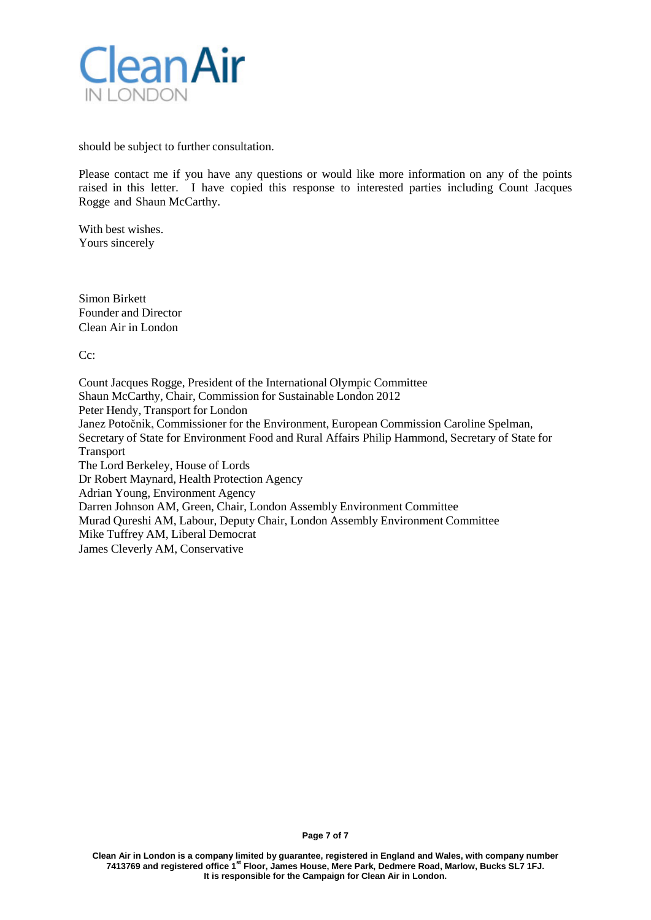should be subject to further consultation.

Please contact me if you have any questions or would like more information on any of the points raised in this letter. I have copied this response to interested parties including Count Jacques Rogge and Shaun McCarthy.

With best wishes.
Yours sincerely

Simon Birkett
Founder and Director
Clean Air in London

Cc:

Count Jacques Rogge, President of the International Olympic Committee
Shaun McCarthy, Chair, Commission for Sustainable London 2012
Peter Hendy, Transport for London
Janez Potočnik, Commissioner for the Environment, European Commission Caroline Spelman, Secretary of State for Environment Food and Rural Affairs Philip Hammond, Secretary of State for Transport
The Lord Berkeley, House of Lords
Dr Robert Maynard, Health Protection Agency
Adrian Young, Environment Agency
Darren Johnson AM, Green, Chair, London Assembly Environment Committee
Murad Qureshi AM, Labour, Deputy Chair, London Assembly Environment Committee
Mike Tuffrey AM, Liberal Democrat
James Cleverly AM, Conservative

Clean Air in London is a company limited by guarantee, registered in England and Wales, with company number 7413769 and registered office 1st Floor, James House, Mere Park, Dedmere Road, Marlow, Bucks SL7 1FJ. It is responsible for the Campaign for Clean Air in London.